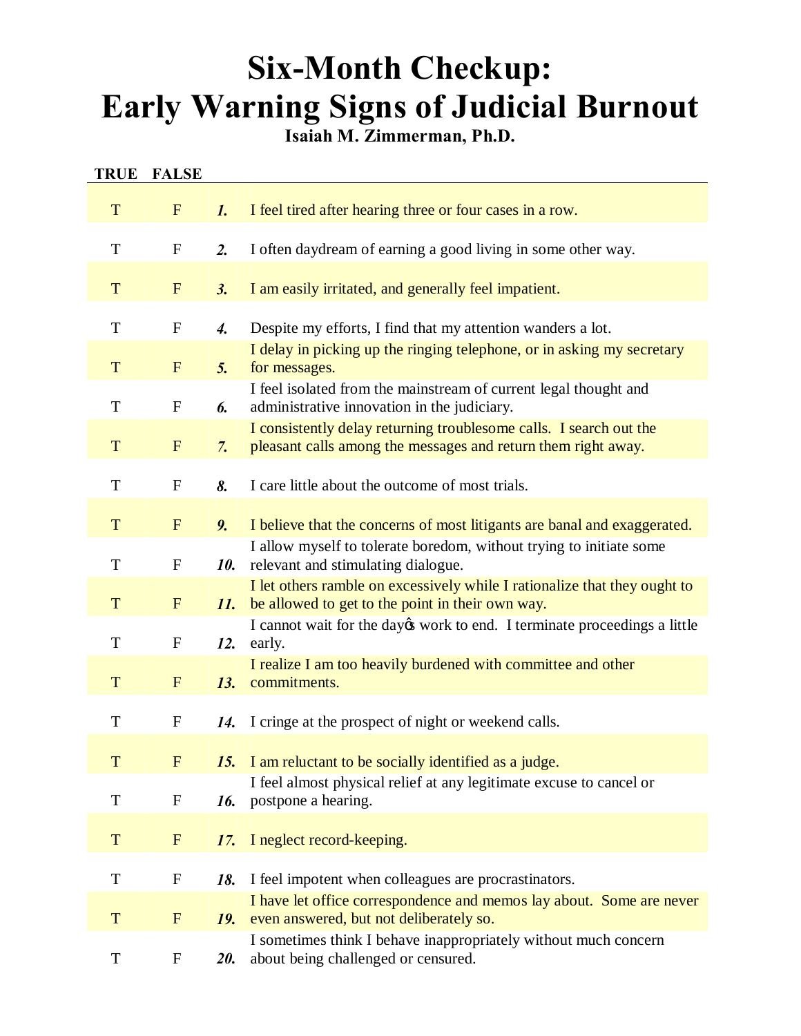# Six-Month Checkup:
# Early Warning Signs of Judicial Burnout

**Isaiah M. Zimmerman, Ph.D.**

| TRUE | FALSE | | |
|---|---|---|---|
| T | F | ***1.*** | I feel tired after hearing three or four cases in a row. |
| T | F | ***2.*** | I often daydream of earning a good living in some other way. |
| T | F | ***3.*** | I am easily irritated, and generally feel impatient. |
| T | F | ***4.*** | Despite my efforts, I find that my attention wanders a lot. |
| T | F | ***5.*** | I delay in picking up the ringing telephone, or in asking my secretary for messages. |
| T | F | ***6.*** | I feel isolated from the mainstream of current legal thought and administrative innovation in the judiciary. |
| T | F | ***7.*** | I consistently delay returning troublesome calls. I search out the pleasant calls among the messages and return them right away. |
| T | F | ***8.*** | I care little about the outcome of most trials. |
| T | F | ***9.*** | I believe that the concerns of most litigants are banal and exaggerated. |
| T | F | ***10.*** | I allow myself to tolerate boredom, without trying to initiate some relevant and stimulating dialogue. |
| T | F | ***11.*** | I let others ramble on excessively while I rationalize that they ought to be allowed to get to the point in their own way. |
| T | F | ***12.*** | I cannot wait for the day's work to end. I terminate proceedings a little early. |
| T | F | ***13.*** | I realize I am too heavily burdened with committee and other commitments. |
| T | F | ***14.*** | I cringe at the prospect of night or weekend calls. |
| T | F | ***15.*** | I am reluctant to be socially identified as a judge. |
| T | F | ***16.*** | I feel almost physical relief at any legitimate excuse to cancel or postpone a hearing. |
| T | F | ***17.*** | I neglect record-keeping. |
| T | F | ***18.*** | I feel impotent when colleagues are procrastinators. |
| T | F | ***19.*** | I have let office correspondence and memos lay about. Some are never even answered, but not deliberately so. |
| T | F | ***20.*** | I sometimes think I behave inappropriately without much concern about being challenged or censured. |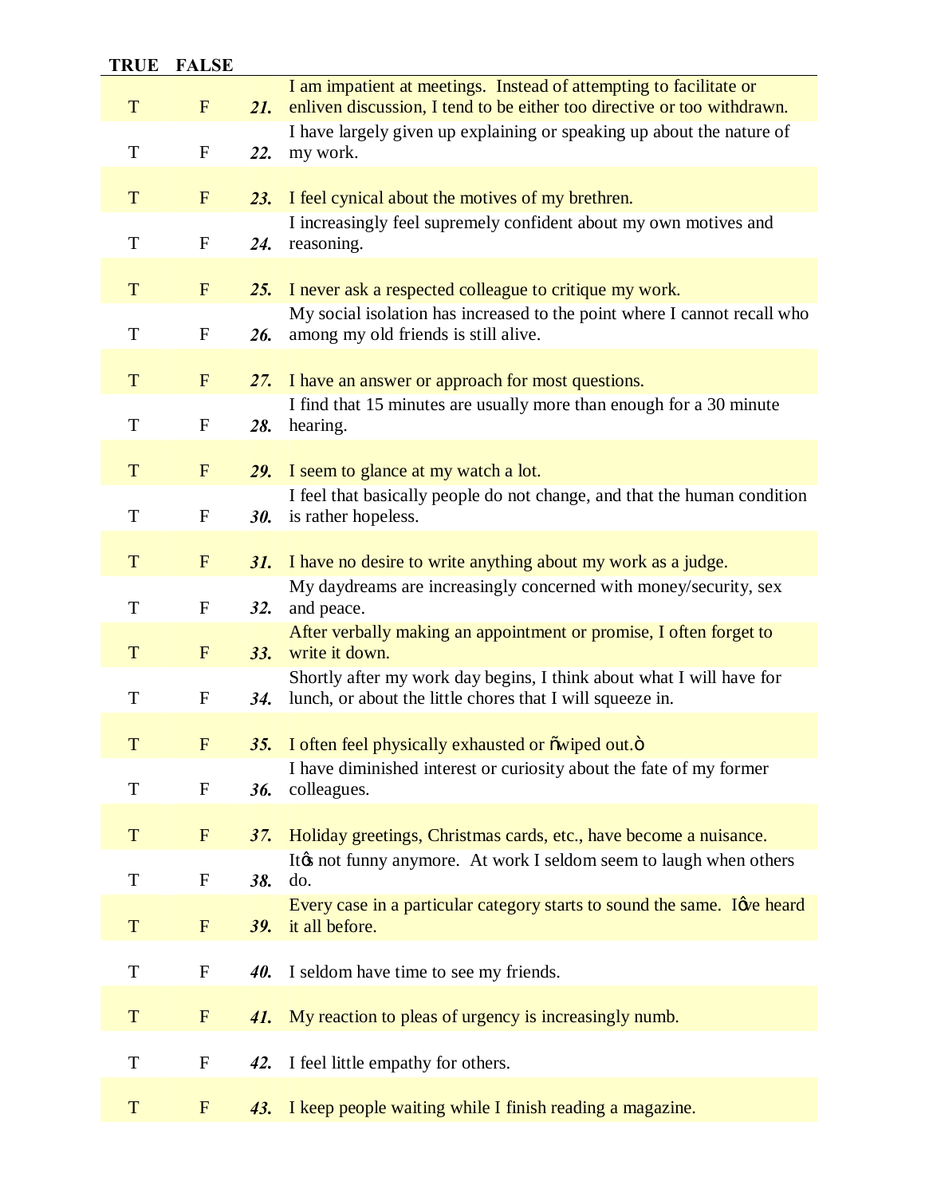| TRUE | FALSE | | |
|---|---|---|---|
| T | F | ***21.*** | I am impatient at meetings. Instead of attempting to facilitate or enliven discussion, I tend to be either too directive or too withdrawn. |
| T | F | ***22.*** | I have largely given up explaining or speaking up about the nature of my work. |
| T | F | ***23.*** | I feel cynical about the motives of my brethren. |
| T | F | ***24.*** | I increasingly feel supremely confident about my own motives and reasoning. |
| T | F | ***25.*** | I never ask a respected colleague to critique my work. |
| T | F | ***26.*** | My social isolation has increased to the point where I cannot recall who among my old friends is still alive. |
| T | F | ***27.*** | I have an answer or approach for most questions. |
| T | F | ***28.*** | I find that 15 minutes are usually more than enough for a 30 minute hearing. |
| T | F | ***29.*** | I seem to glance at my watch a lot. |
| T | F | ***30.*** | I feel that basically people do not change, and that the human condition is rather hopeless. |
| T | F | ***31.*** | I have no desire to write anything about my work as a judge. |
| T | F | ***32.*** | My daydreams are increasingly concerned with money/security, sex and peace. |
| T | F | ***33.*** | After verbally making an appointment or promise, I often forget to write it down. |
| T | F | ***34.*** | Shortly after my work day begins, I think about what I will have for lunch, or about the little chores that I will squeeze in. |
| T | F | ***35.*** | I often feel physically exhausted or "wiped out." |
| T | F | ***36.*** | I have diminished interest or curiosity about the fate of my former colleagues. |
| T | F | ***37.*** | Holiday greetings, Christmas cards, etc., have become a nuisance. |
| T | F | ***38.*** | It's not funny anymore. At work I seldom seem to laugh when others do. |
| T | F | ***39.*** | Every case in a particular category starts to sound the same. I've heard it all before. |
| T | F | ***40.*** | I seldom have time to see my friends. |
| T | F | ***41.*** | My reaction to pleas of urgency is increasingly numb. |
| T | F | ***42.*** | I feel little empathy for others. |
| T | F | ***43.*** | I keep people waiting while I finish reading a magazine. |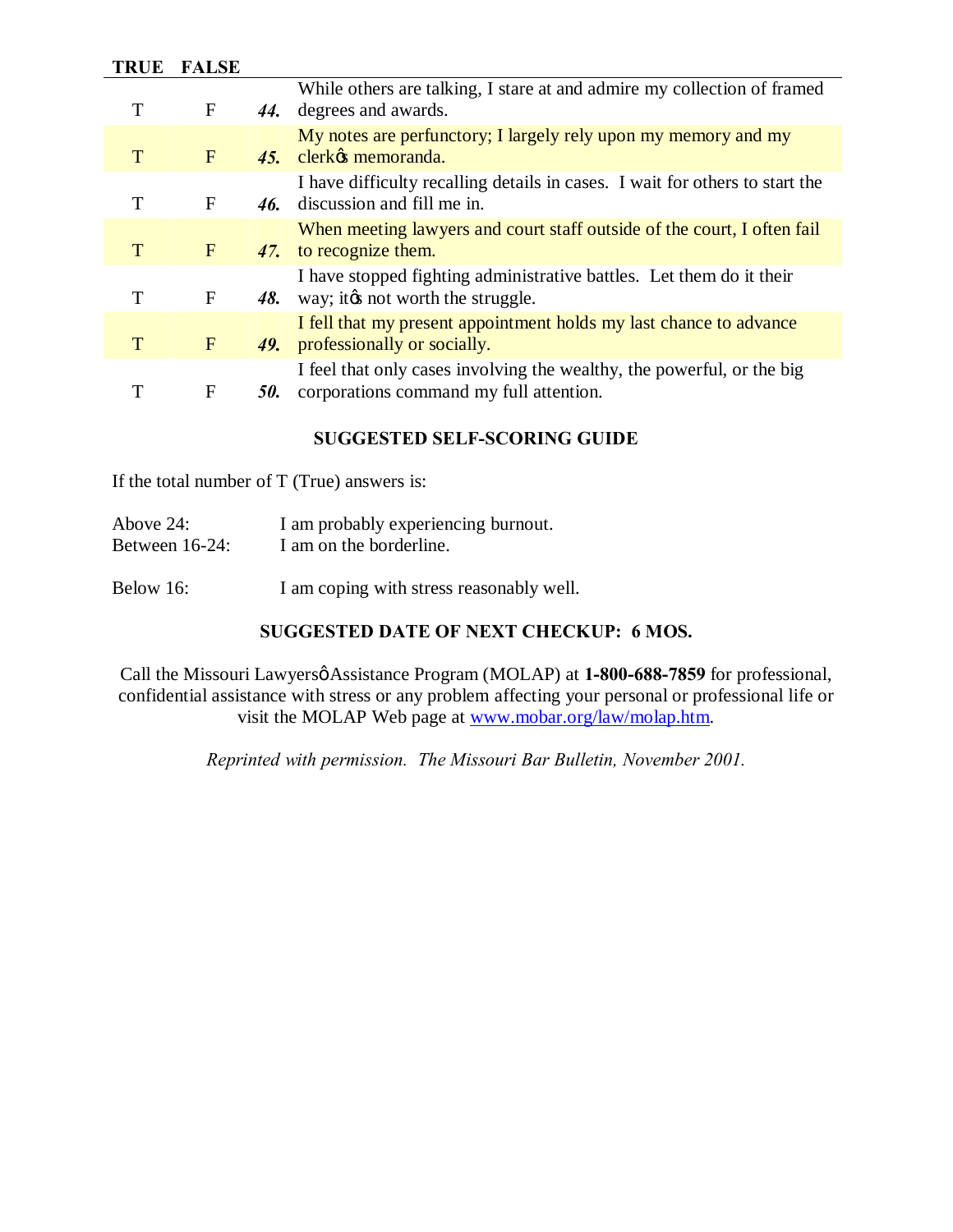| TRUE | FALSE | | |
|---|---|---|---|
| T | F | ***44.*** | While others are talking, I stare at and admire my collection of framed degrees and awards. |
| T | F | ***45.*** | My notes are perfunctory; I largely rely upon my memory and my clerk's memoranda. |
| T | F | ***46.*** | I have difficulty recalling details in cases. I wait for others to start the discussion and fill me in. |
| T | F | ***47.*** | When meeting lawyers and court staff outside of the court, I often fail to recognize them. |
| T | F | ***48.*** | I have stopped fighting administrative battles. Let them do it their way; it's not worth the struggle. |
| T | F | ***49.*** | I fell that my present appointment holds my last chance to advance professionally or socially. |
| T | F | ***50.*** | I feel that only cases involving the wealthy, the powerful, or the big corporations command my full attention. |

## SUGGESTED SELF-SCORING GUIDE

If the total number of T (True) answers is:

Above 24: I am probably experiencing burnout.
Between 16-24: I am on the borderline.

Below 16: I am coping with stress reasonably well.

## SUGGESTED DATE OF NEXT CHECKUP: 6 MOS.

Call the Missouri Lawyers' Assistance Program (MOLAP) at **1-800-688-7859** for professional, confidential assistance with stress or any problem affecting your personal or professional life or visit the MOLAP Web page at www.mobar.org/law/molap.htm.

*Reprinted with permission. The Missouri Bar Bulletin, November 2001.*